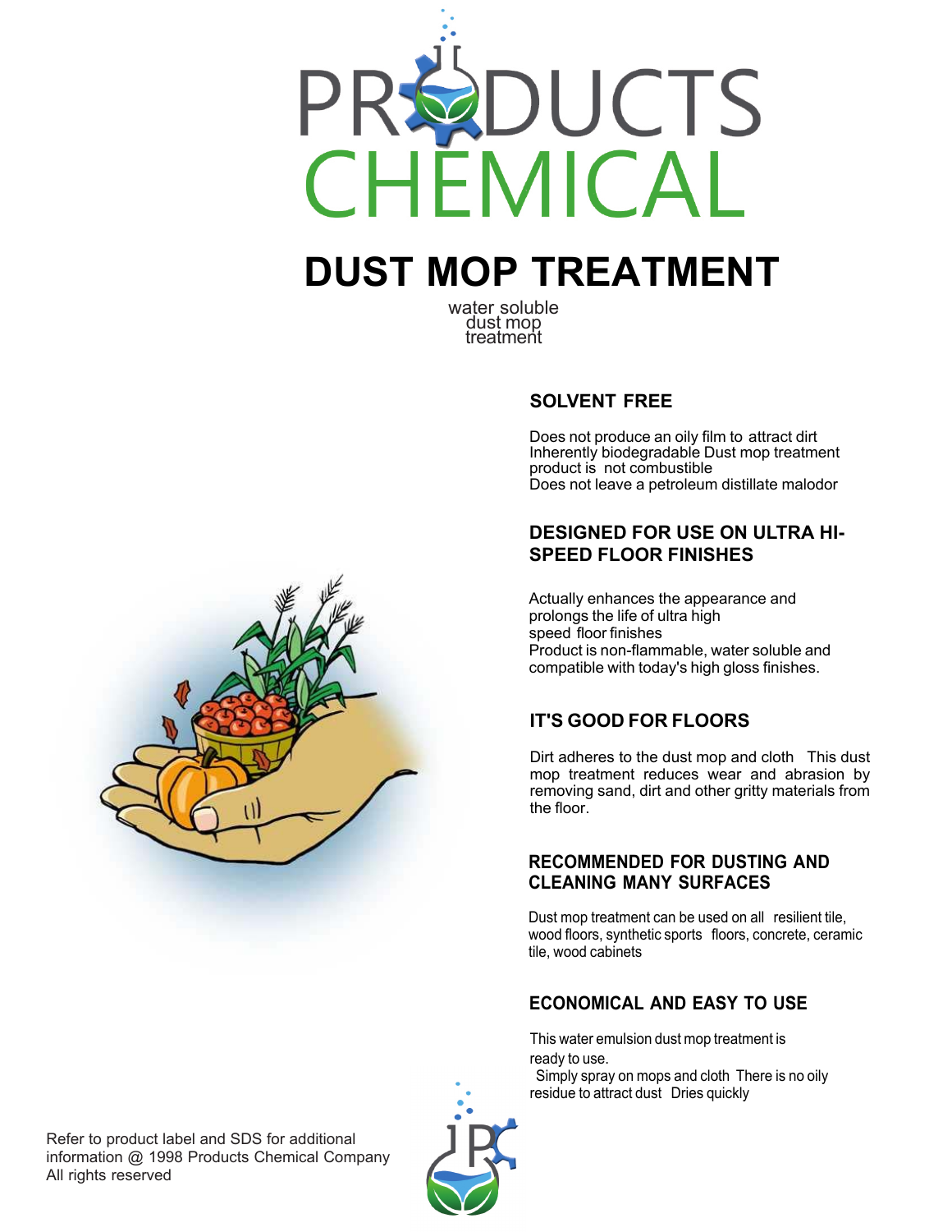PRODUCTS
CHEMICAL

# DUST MOP TREATMENT

water soluble
dust mop
treatment

## SOLVENT FREE

Does not produce an oily film to attract dirt
Inherently biodegradable Dust mop treatment product is not combustible
Does not leave a petroleum distillate malodor

## DESIGNED FOR USE ON ULTRA HI-SPEED FLOOR FINISHES

Actually enhances the appearance and prolongs the life of ultra high speed floor finishes
Product is non-flammable, water soluble and compatible with today's high gloss finishes.

## IT'S GOOD FOR FLOORS

Dirt adheres to the dust mop and cloth This dust mop treatment reduces wear and abrasion by removing sand, dirt and other gritty materials from the floor.

## RECOMMENDED FOR DUSTING AND CLEANING MANY SURFACES

Dust mop treatment can be used on all resilient tile, wood floors, synthetic sports floors, concrete, ceramic tile, wood cabinets

## ECONOMICAL AND EASY TO USE

This water emulsion dust mop treatment is ready to use.
Simply spray on mops and cloth There is no oily residue to attract dust Dries quickly

Refer to product label and SDS for additional information @ 1998 Products Chemical Company
All rights reserved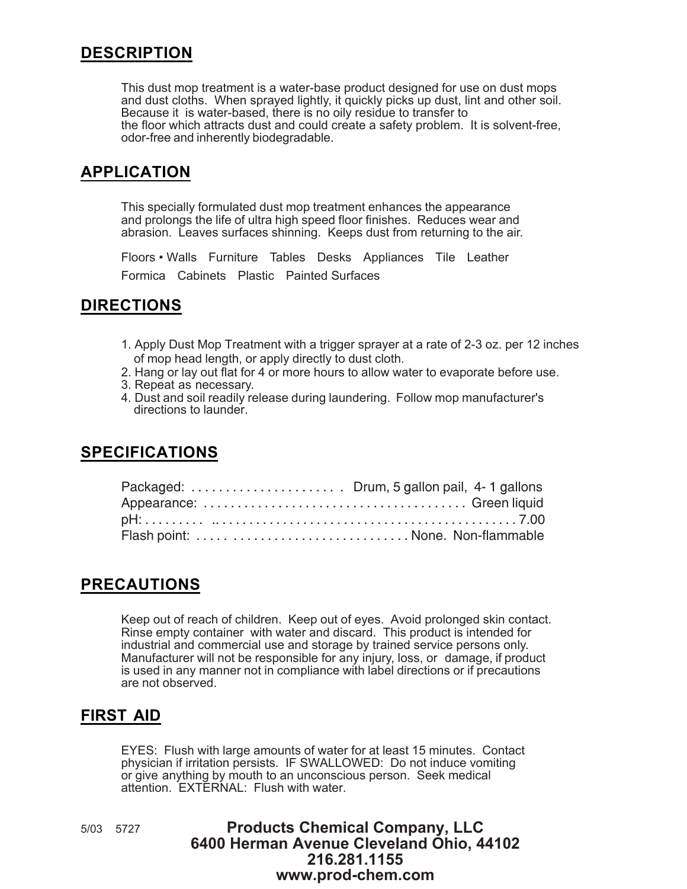## DESCRIPTION

This dust mop treatment is a water-base product designed for use on dust mops and dust cloths. When sprayed lightly, it quickly picks up dust, lint and other soil. Because it is water-based, there is no oily residue to transfer to the floor which attracts dust and could create a safety problem. It is solvent-free, odor-free and inherently biodegradable.

## APPLICATION

This specially formulated dust mop treatment enhances the appearance and prolongs the life of ultra high speed floor finishes. Reduces wear and abrasion. Leaves surfaces shinning. Keeps dust from returning to the air.

Floors • Walls  Furniture  Tables  Desks  Appliances  Tile  Leather
Formica  Cabinets  Plastic  Painted Surfaces

## DIRECTIONS

1. Apply Dust Mop Treatment with a trigger sprayer at a rate of 2-3 oz. per 12 inches of mop head length, or apply directly to dust cloth.
2. Hang or lay out flat for 4 or more hours to allow water to evaporate before use.
3. Repeat as necessary.
4. Dust and soil readily release during laundering. Follow mop manufacturer's directions to launder.

## SPECIFICATIONS

| | |
|---|---|
| Packaged: | Drum, 5 gallon pail, 4- 1 gallons |
| Appearance: | Green liquid |
| pH: | 7.00 |
| Flash point: | None. Non-flammable |

## PRECAUTIONS

Keep out of reach of children. Keep out of eyes. Avoid prolonged skin contact. Rinse empty container with water and discard. This product is intended for industrial and commercial use and storage by trained service persons only. Manufacturer will not be responsible for any injury, loss, or damage, if product is used in any manner not in compliance with label directions or if precautions are not observed.

## FIRST AID

EYES: Flush with large amounts of water for at least 15 minutes. Contact physician if irritation persists. IF SWALLOWED: Do not induce vomiting or give anything by mouth to an unconscious person. Seek medical attention. EXTERNAL: Flush with water.

5/03 5727

**Products Chemical Company, LLC**
**6400 Herman Avenue Cleveland Ohio, 44102**
**216.281.1155**
**www.prod-chem.com**